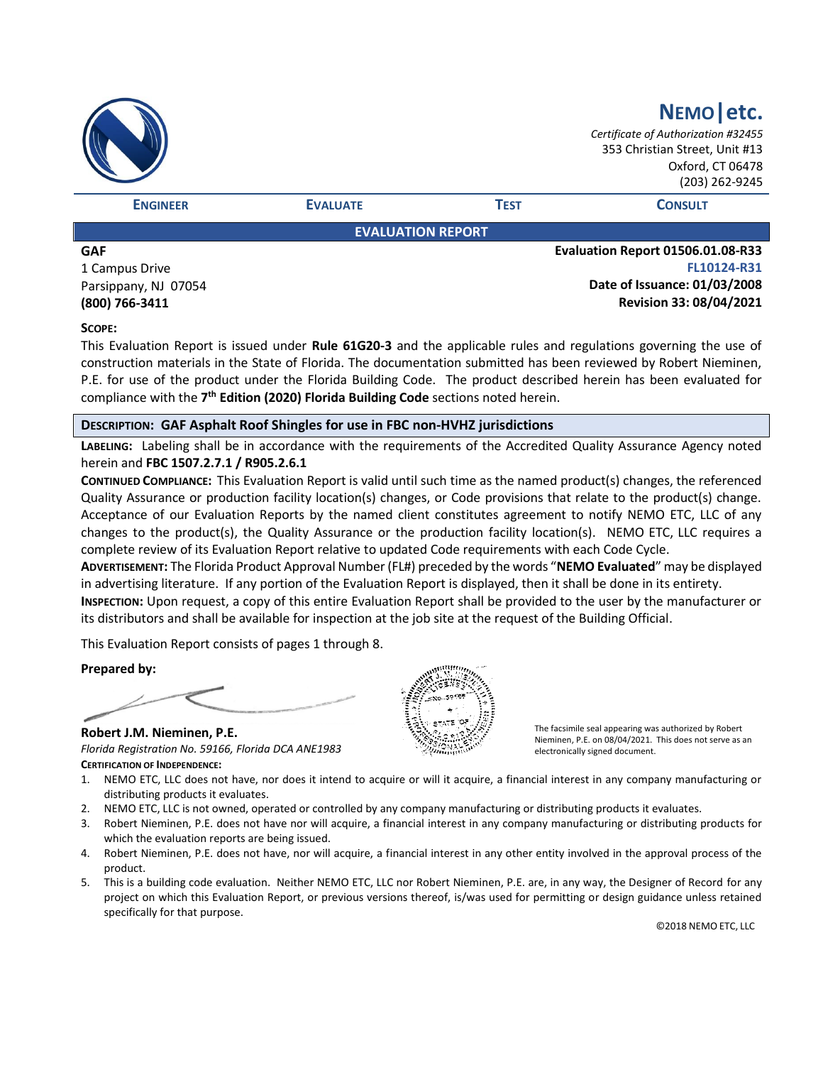# NEMO | etc.

*Certificate of Authorization #32455*
353 Christian Street, Unit #13
Oxford, CT 06478
(203) 262-9245

**ENGINEER** | **EVALUATE** | **TEST** | **CONSULT**

## EVALUATION REPORT

**GAF**
1 Campus Drive
Parsippany, NJ 07054
**(800) 766-3411**

**Evaluation Report 01506.01.08-R33**
**FL10124-R31**
**Date of Issuance: 01/03/2008**
**Revision 33: 08/04/2021**

**SCOPE:**

This Evaluation Report is issued under **Rule 61G20-3** and the applicable rules and regulations governing the use of construction materials in the State of Florida. The documentation submitted has been reviewed by Robert Nieminen, P.E. for use of the product under the Florida Building Code. The product described herein has been evaluated for compliance with the **7th Edition (2020) Florida Building Code** sections noted herein.

**DESCRIPTION: GAF Asphalt Roof Shingles for use in FBC non-HVHZ jurisdictions**

**LABELING:** Labeling shall be in accordance with the requirements of the Accredited Quality Assurance Agency noted herein and **FBC 1507.2.7.1 / R905.2.6.1**

**CONTINUED COMPLIANCE:** This Evaluation Report is valid until such time as the named product(s) changes, the referenced Quality Assurance or production facility location(s) changes, or Code provisions that relate to the product(s) change. Acceptance of our Evaluation Reports by the named client constitutes agreement to notify NEMO ETC, LLC of any changes to the product(s), the Quality Assurance or the production facility location(s). NEMO ETC, LLC requires a complete review of its Evaluation Report relative to updated Code requirements with each Code Cycle.

**ADVERTISEMENT:** The Florida Product Approval Number (FL#) preceded by the words "**NEMO Evaluated**" may be displayed in advertising literature. If any portion of the Evaluation Report is displayed, then it shall be done in its entirety.

**INSPECTION:** Upon request, a copy of this entire Evaluation Report shall be provided to the user by the manufacturer or its distributors and shall be available for inspection at the job site at the request of the Building Official.

This Evaluation Report consists of pages 1 through 8.

**Prepared by:**

**Robert J.M. Nieminen, P.E.**
*Florida Registration No. 59166, Florida DCA ANE1983*

The facsimile seal appearing was authorized by Robert Nieminen, P.E. on 08/04/2021. This does not serve as an electronically signed document.

**CERTIFICATION OF INDEPENDENCE:**

1. NEMO ETC, LLC does not have, nor does it intend to acquire or will it acquire, a financial interest in any company manufacturing or distributing products it evaluates.
2. NEMO ETC, LLC is not owned, operated or controlled by any company manufacturing or distributing products it evaluates.
3. Robert Nieminen, P.E. does not have nor will acquire, a financial interest in any company manufacturing or distributing products for which the evaluation reports are being issued.
4. Robert Nieminen, P.E. does not have, nor will acquire, a financial interest in any other entity involved in the approval process of the product.
5. This is a building code evaluation. Neither NEMO ETC, LLC nor Robert Nieminen, P.E. are, in any way, the Designer of Record for any project on which this Evaluation Report, or previous versions thereof, is/was used for permitting or design guidance unless retained specifically for that purpose.

©2018 NEMO ETC, LLC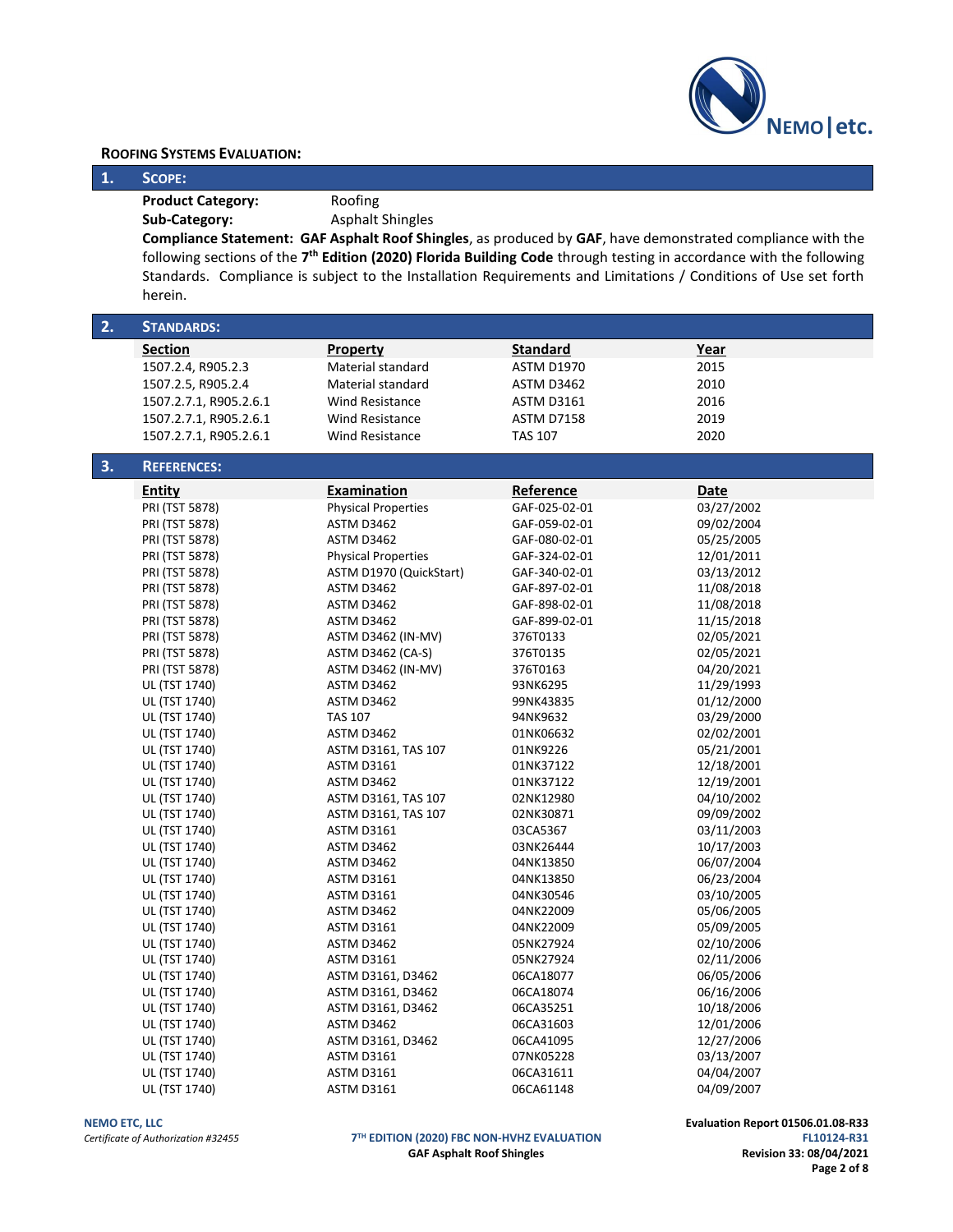**ROOFING SYSTEMS EVALUATION:**

## 1. SCOPE:

**Product Category:** Roofing

**Sub-Category:** Asphalt Shingles

**Compliance Statement:** **GAF Asphalt Roof Shingles**, as produced by **GAF**, have demonstrated compliance with the following sections of the **7th Edition (2020) Florida Building Code** through testing in accordance with the following Standards. Compliance is subject to the Installation Requirements and Limitations / Conditions of Use set forth herein.

## 2. STANDARDS:

| Section | Property | Standard | Year |
|---|---|---|---|
| 1507.2.4, R905.2.3 | Material standard | ASTM D1970 | 2015 |
| 1507.2.5, R905.2.4 | Material standard | ASTM D3462 | 2010 |
| 1507.2.7.1, R905.2.6.1 | Wind Resistance | ASTM D3161 | 2016 |
| 1507.2.7.1, R905.2.6.1 | Wind Resistance | ASTM D7158 | 2019 |
| 1507.2.7.1, R905.2.6.1 | Wind Resistance | TAS 107 | 2020 |

## 3. REFERENCES:

| Entity | Examination | Reference | Date |
|---|---|---|---|
| PRI (TST 5878) | Physical Properties | GAF-025-02-01 | 03/27/2002 |
| PRI (TST 5878) | ASTM D3462 | GAF-059-02-01 | 09/02/2004 |
| PRI (TST 5878) | ASTM D3462 | GAF-080-02-01 | 05/25/2005 |
| PRI (TST 5878) | Physical Properties | GAF-324-02-01 | 12/01/2011 |
| PRI (TST 5878) | ASTM D1970 (QuickStart) | GAF-340-02-01 | 03/13/2012 |
| PRI (TST 5878) | ASTM D3462 | GAF-897-02-01 | 11/08/2018 |
| PRI (TST 5878) | ASTM D3462 | GAF-898-02-01 | 11/08/2018 |
| PRI (TST 5878) | ASTM D3462 | GAF-899-02-01 | 11/15/2018 |
| PRI (TST 5878) | ASTM D3462 (IN-MV) | 376T0133 | 02/05/2021 |
| PRI (TST 5878) | ASTM D3462 (CA-S) | 376T0135 | 02/05/2021 |
| PRI (TST 5878) | ASTM D3462 (IN-MV) | 376T0163 | 04/20/2021 |
| UL (TST 1740) | ASTM D3462 | 93NK6295 | 11/29/1993 |
| UL (TST 1740) | ASTM D3462 | 99NK43835 | 01/12/2000 |
| UL (TST 1740) | TAS 107 | 94NK9632 | 03/29/2000 |
| UL (TST 1740) | ASTM D3462 | 01NK06632 | 02/02/2001 |
| UL (TST 1740) | ASTM D3161, TAS 107 | 01NK9226 | 05/21/2001 |
| UL (TST 1740) | ASTM D3161 | 01NK37122 | 12/18/2001 |
| UL (TST 1740) | ASTM D3462 | 01NK37122 | 12/19/2001 |
| UL (TST 1740) | ASTM D3161, TAS 107 | 02NK12980 | 04/10/2002 |
| UL (TST 1740) | ASTM D3161, TAS 107 | 02NK30871 | 09/09/2002 |
| UL (TST 1740) | ASTM D3161 | 03CA5367 | 03/11/2003 |
| UL (TST 1740) | ASTM D3462 | 03NK26444 | 10/17/2003 |
| UL (TST 1740) | ASTM D3462 | 04NK13850 | 06/07/2004 |
| UL (TST 1740) | ASTM D3161 | 04NK13850 | 06/23/2004 |
| UL (TST 1740) | ASTM D3161 | 04NK30546 | 03/10/2005 |
| UL (TST 1740) | ASTM D3462 | 04NK22009 | 05/06/2005 |
| UL (TST 1740) | ASTM D3161 | 04NK22009 | 05/09/2005 |
| UL (TST 1740) | ASTM D3462 | 05NK27924 | 02/10/2006 |
| UL (TST 1740) | ASTM D3161 | 05NK27924 | 02/11/2006 |
| UL (TST 1740) | ASTM D3161, D3462 | 06CA18077 | 06/05/2006 |
| UL (TST 1740) | ASTM D3161, D3462 | 06CA18074 | 06/16/2006 |
| UL (TST 1740) | ASTM D3161, D3462 | 06CA35251 | 10/18/2006 |
| UL (TST 1740) | ASTM D3462 | 06CA31603 | 12/01/2006 |
| UL (TST 1740) | ASTM D3161, D3462 | 06CA41095 | 12/27/2006 |
| UL (TST 1740) | ASTM D3161 | 07NK05228 | 03/13/2007 |
| UL (TST 1740) | ASTM D3161 | 06CA31611 | 04/04/2007 |
| UL (TST 1740) | ASTM D3161 | 06CA61148 | 04/09/2007 |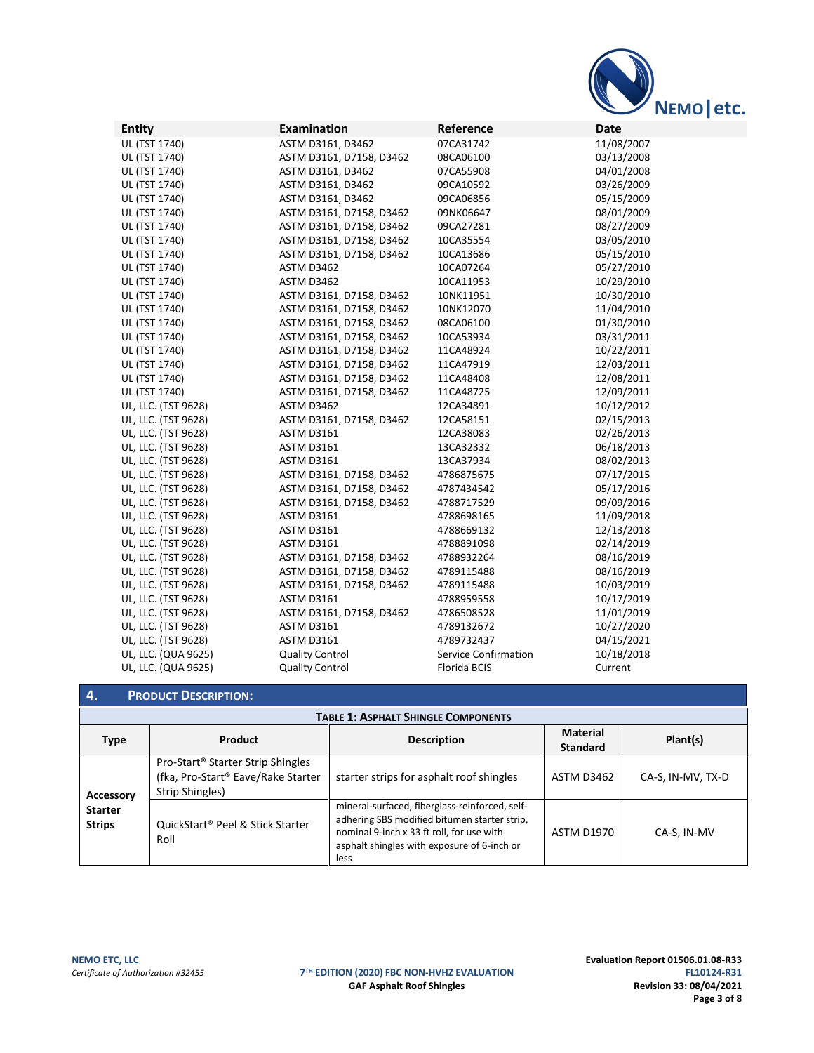| Entity | Examination | Reference | Date |
|---|---|---|---|
| UL (TST 1740) | ASTM D3161, D3462 | 07CA31742 | 11/08/2007 |
| UL (TST 1740) | ASTM D3161, D7158, D3462 | 08CA06100 | 03/13/2008 |
| UL (TST 1740) | ASTM D3161, D3462 | 07CA55908 | 04/01/2008 |
| UL (TST 1740) | ASTM D3161, D3462 | 09CA10592 | 03/26/2009 |
| UL (TST 1740) | ASTM D3161, D3462 | 09CA06856 | 05/15/2009 |
| UL (TST 1740) | ASTM D3161, D7158, D3462 | 09NK06647 | 08/01/2009 |
| UL (TST 1740) | ASTM D3161, D7158, D3462 | 09CA27281 | 08/27/2009 |
| UL (TST 1740) | ASTM D3161, D7158, D3462 | 10CA35554 | 03/05/2010 |
| UL (TST 1740) | ASTM D3161, D7158, D3462 | 10CA13686 | 05/15/2010 |
| UL (TST 1740) | ASTM D3462 | 10CA07264 | 05/27/2010 |
| UL (TST 1740) | ASTM D3462 | 10CA11953 | 10/29/2010 |
| UL (TST 1740) | ASTM D3161, D7158, D3462 | 10NK11951 | 10/30/2010 |
| UL (TST 1740) | ASTM D3161, D7158, D3462 | 10NK12070 | 11/04/2010 |
| UL (TST 1740) | ASTM D3161, D7158, D3462 | 08CA06100 | 01/30/2010 |
| UL (TST 1740) | ASTM D3161, D7158, D3462 | 10CA53934 | 03/31/2011 |
| UL (TST 1740) | ASTM D3161, D7158, D3462 | 11CA48924 | 10/22/2011 |
| UL (TST 1740) | ASTM D3161, D7158, D3462 | 11CA47919 | 12/03/2011 |
| UL (TST 1740) | ASTM D3161, D7158, D3462 | 11CA48408 | 12/08/2011 |
| UL (TST 1740) | ASTM D3161, D7158, D3462 | 11CA48725 | 12/09/2011 |
| UL, LLC. (TST 9628) | ASTM D3462 | 12CA34891 | 10/12/2012 |
| UL, LLC. (TST 9628) | ASTM D3161, D7158, D3462 | 12CA58151 | 02/15/2013 |
| UL, LLC. (TST 9628) | ASTM D3161 | 12CA38083 | 02/26/2013 |
| UL, LLC. (TST 9628) | ASTM D3161 | 13CA32332 | 06/18/2013 |
| UL, LLC. (TST 9628) | ASTM D3161 | 13CA37934 | 08/02/2013 |
| UL, LLC. (TST 9628) | ASTM D3161, D7158, D3462 | 4786875675 | 07/17/2015 |
| UL, LLC. (TST 9628) | ASTM D3161, D7158, D3462 | 4787434542 | 05/17/2016 |
| UL, LLC. (TST 9628) | ASTM D3161, D7158, D3462 | 4788717529 | 09/09/2016 |
| UL, LLC. (TST 9628) | ASTM D3161 | 4788698165 | 11/09/2018 |
| UL, LLC. (TST 9628) | ASTM D3161 | 4788669132 | 12/13/2018 |
| UL, LLC. (TST 9628) | ASTM D3161 | 4788891098 | 02/14/2019 |
| UL, LLC. (TST 9628) | ASTM D3161, D7158, D3462 | 4788932264 | 08/16/2019 |
| UL, LLC. (TST 9628) | ASTM D3161, D7158, D3462 | 4789115488 | 08/16/2019 |
| UL, LLC. (TST 9628) | ASTM D3161, D7158, D3462 | 4789115488 | 10/03/2019 |
| UL, LLC. (TST 9628) | ASTM D3161 | 4788959558 | 10/17/2019 |
| UL, LLC. (TST 9628) | ASTM D3161, D7158, D3462 | 4786508528 | 11/01/2019 |
| UL, LLC. (TST 9628) | ASTM D3161 | 4789132672 | 10/27/2020 |
| UL, LLC. (TST 9628) | ASTM D3161 | 4789732437 | 04/15/2021 |
| UL, LLC. (QUA 9625) | Quality Control | Service Confirmation | 10/18/2018 |
| UL, LLC. (QUA 9625) | Quality Control | Florida BCIS | Current |

## 4. PRODUCT DESCRIPTION:

**TABLE 1: ASPHALT SHINGLE COMPONENTS**

| Type | Product | Description | Material Standard | Plant(s) |
|---|---|---|---|---|
| Accessory Starter Strips | Pro-Start® Starter Strip Shingles (fka, Pro-Start® Eave/Rake Starter Strip Shingles) | starter strips for asphalt roof shingles | ASTM D3462 | CA-S, IN-MV, TX-D |
| | QuickStart® Peel & Stick Starter Roll | mineral-surfaced, fiberglass-reinforced, self-adhering SBS modified bitumen starter strip, nominal 9-inch x 33 ft roll, for use with asphalt shingles with exposure of 6-inch or less | ASTM D1970 | CA-S, IN-MV |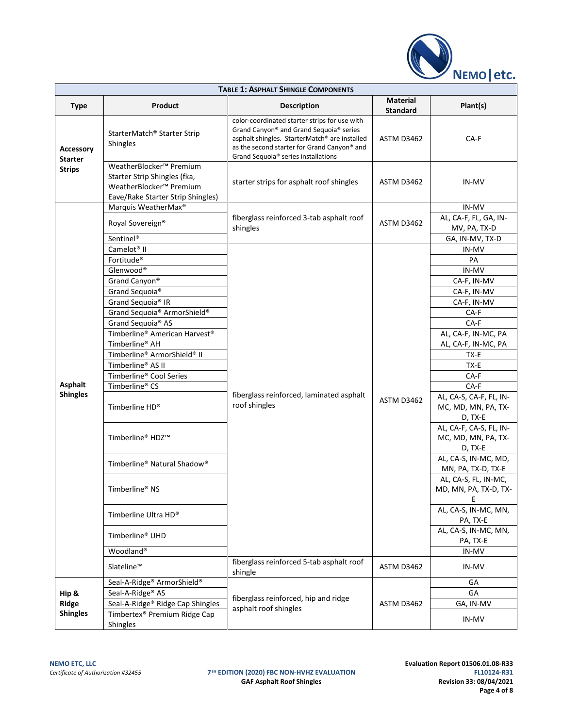**TABLE 1: ASPHALT SHINGLE COMPONENTS**

| Type | Product | Description | Material Standard | Plant(s) |
|---|---|---|---|---|
| Accessory Starter Strips | StarterMatch® Starter Strip Shingles | color-coordinated starter strips for use with Grand Canyon® and Grand Sequoia® series asphalt shingles. StarterMatch® are installed as the second starter for Grand Canyon® and Grand Sequoia® series installations | ASTM D3462 | CA-F |
| | WeatherBlocker™ Premium Starter Strip Shingles (fka, WeatherBlocker™ Premium Eave/Rake Starter Strip Shingles) | starter strips for asphalt roof shingles | ASTM D3462 | IN-MV |
| Asphalt Shingles | Marquis WeatherMax® | fiberglass reinforced 3-tab asphalt roof shingles | ASTM D3462 | IN-MV |
| | Royal Sovereign® | | | AL, CA-F, FL, GA, IN-MV, PA, TX-D |
| | Sentinel® | | | GA, IN-MV, TX-D |
| | Camelot® II | fiberglass reinforced, laminated asphalt roof shingles | ASTM D3462 | IN-MV |
| | Fortitude® | | | PA |
| | Glenwood® | | | IN-MV |
| | Grand Canyon® | | | CA-F, IN-MV |
| | Grand Sequoia® | | | CA-F, IN-MV |
| | Grand Sequoia® IR | | | CA-F, IN-MV |
| | Grand Sequoia® ArmorShield® | | | CA-F |
| | Grand Sequoia® AS | | | CA-F |
| | Timberline® American Harvest® | | | AL, CA-F, IN-MC, PA |
| | Timberline® AH | | | AL, CA-F, IN-MC, PA |
| | Timberline® ArmorShield® II | | | TX-E |
| | Timberline® AS II | | | TX-E |
| | Timberline® Cool Series | | | CA-F |
| | Timberline® CS | | | CA-F |
| | Timberline HD® | | | AL, CA-S, CA-F, FL, IN-MC, MD, MN, PA, TX-D, TX-E |
| | Timberline® HDZ™ | | | AL, CA-F, CA-S, FL, IN-MC, MD, MN, PA, TX-D, TX-E |
| | Timberline® Natural Shadow® | | | AL, CA-S, IN-MC, MD, MN, PA, TX-D, TX-E |
| | Timberline® NS | | | AL, CA-S, FL, IN-MC, MD, MN, PA, TX-D, TX-E |
| | Timberline Ultra HD® | | | AL, CA-S, IN-MC, MN, PA, TX-E |
| | Timberline® UHD | | | AL, CA-S, IN-MC, MN, PA, TX-E |
| | Woodland® | | | IN-MV |
| | Slateline™ | fiberglass reinforced 5-tab asphalt roof shingle | ASTM D3462 | IN-MV |
| Hip & Ridge Shingles | Seal-A-Ridge® ArmorShield® | fiberglass reinforced, hip and ridge asphalt roof shingles | ASTM D3462 | GA |
| | Seal-A-Ridge® AS | | | GA |
| | Seal-A-Ridge® Ridge Cap Shingles | | | GA, IN-MV |
| | Timbertex® Premium Ridge Cap Shingles | | | IN-MV |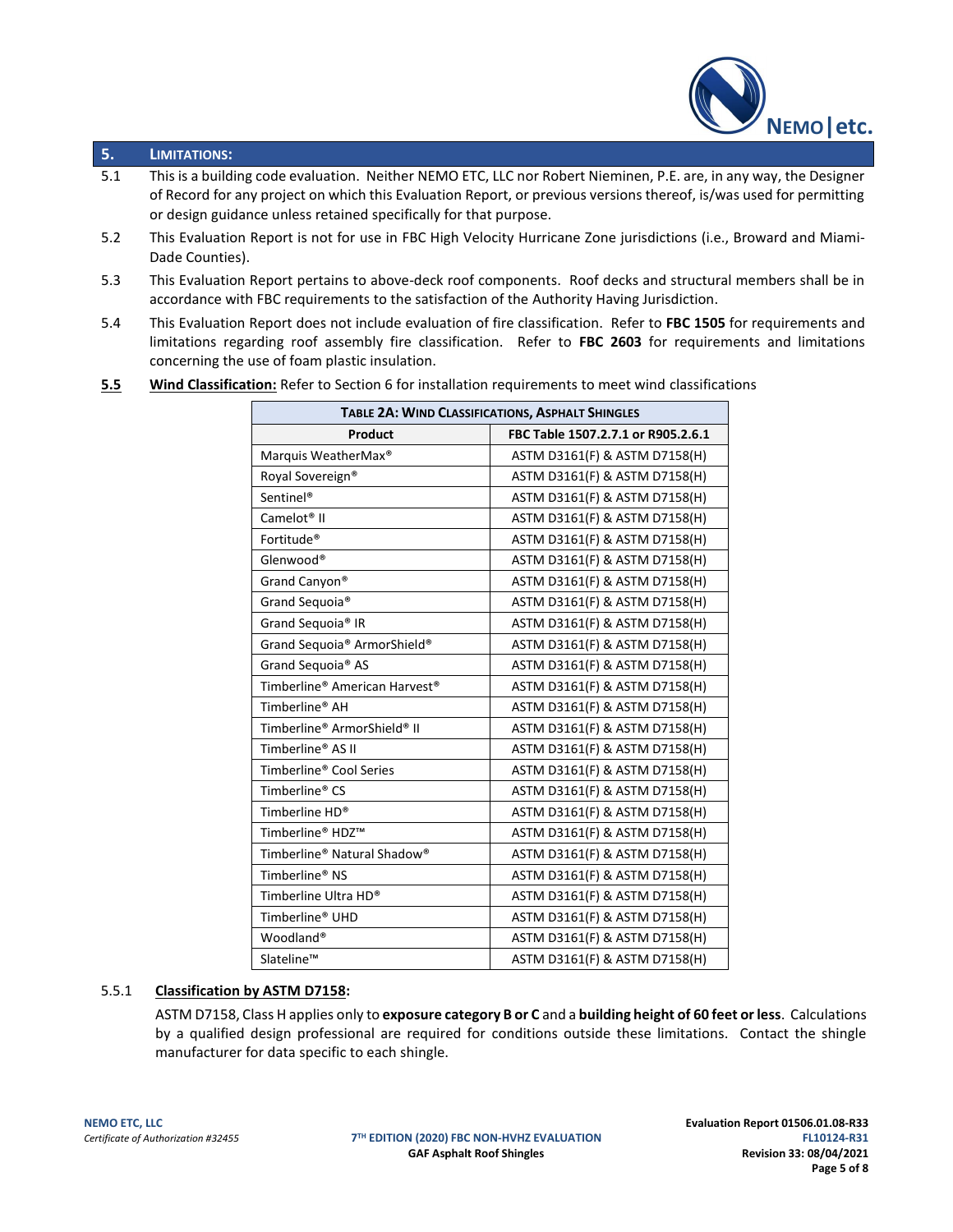## 5. LIMITATIONS:

5.1 This is a building code evaluation. Neither NEMO ETC, LLC nor Robert Nieminen, P.E. are, in any way, the Designer of Record for any project on which this Evaluation Report, or previous versions thereof, is/was used for permitting or design guidance unless retained specifically for that purpose.

5.2 This Evaluation Report is not for use in FBC High Velocity Hurricane Zone jurisdictions (i.e., Broward and Miami-Dade Counties).

5.3 This Evaluation Report pertains to above-deck roof components. Roof decks and structural members shall be in accordance with FBC requirements to the satisfaction of the Authority Having Jurisdiction.

5.4 This Evaluation Report does not include evaluation of fire classification. Refer to **FBC 1505** for requirements and limitations regarding roof assembly fire classification. Refer to **FBC 2603** for requirements and limitations concerning the use of foam plastic insulation.

**5.5** **Wind Classification:** Refer to Section 6 for installation requirements to meet wind classifications

**TABLE 2A: WIND CLASSIFICATIONS, ASPHALT SHINGLES**

| Product | FBC Table 1507.2.7.1 or R905.2.6.1 |
|---|---|
| Marquis WeatherMax® | ASTM D3161(F) & ASTM D7158(H) |
| Royal Sovereign® | ASTM D3161(F) & ASTM D7158(H) |
| Sentinel® | ASTM D3161(F) & ASTM D7158(H) |
| Camelot® II | ASTM D3161(F) & ASTM D7158(H) |
| Fortitude® | ASTM D3161(F) & ASTM D7158(H) |
| Glenwood® | ASTM D3161(F) & ASTM D7158(H) |
| Grand Canyon® | ASTM D3161(F) & ASTM D7158(H) |
| Grand Sequoia® | ASTM D3161(F) & ASTM D7158(H) |
| Grand Sequoia® IR | ASTM D3161(F) & ASTM D7158(H) |
| Grand Sequoia® ArmorShield® | ASTM D3161(F) & ASTM D7158(H) |
| Grand Sequoia® AS | ASTM D3161(F) & ASTM D7158(H) |
| Timberline® American Harvest® | ASTM D3161(F) & ASTM D7158(H) |
| Timberline® AH | ASTM D3161(F) & ASTM D7158(H) |
| Timberline® ArmorShield® II | ASTM D3161(F) & ASTM D7158(H) |
| Timberline® AS II | ASTM D3161(F) & ASTM D7158(H) |
| Timberline® Cool Series | ASTM D3161(F) & ASTM D7158(H) |
| Timberline® CS | ASTM D3161(F) & ASTM D7158(H) |
| Timberline HD® | ASTM D3161(F) & ASTM D7158(H) |
| Timberline® HDZ™ | ASTM D3161(F) & ASTM D7158(H) |
| Timberline® Natural Shadow® | ASTM D3161(F) & ASTM D7158(H) |
| Timberline® NS | ASTM D3161(F) & ASTM D7158(H) |
| Timberline Ultra HD® | ASTM D3161(F) & ASTM D7158(H) |
| Timberline® UHD | ASTM D3161(F) & ASTM D7158(H) |
| Woodland® | ASTM D3161(F) & ASTM D7158(H) |
| Slateline™ | ASTM D3161(F) & ASTM D7158(H) |

5.5.1 **Classification by ASTM D7158:**

ASTM D7158, Class H applies only to **exposure category B or C** and a **building height of 60 feet or less**. Calculations by a qualified design professional are required for conditions outside these limitations. Contact the shingle manufacturer for data specific to each shingle.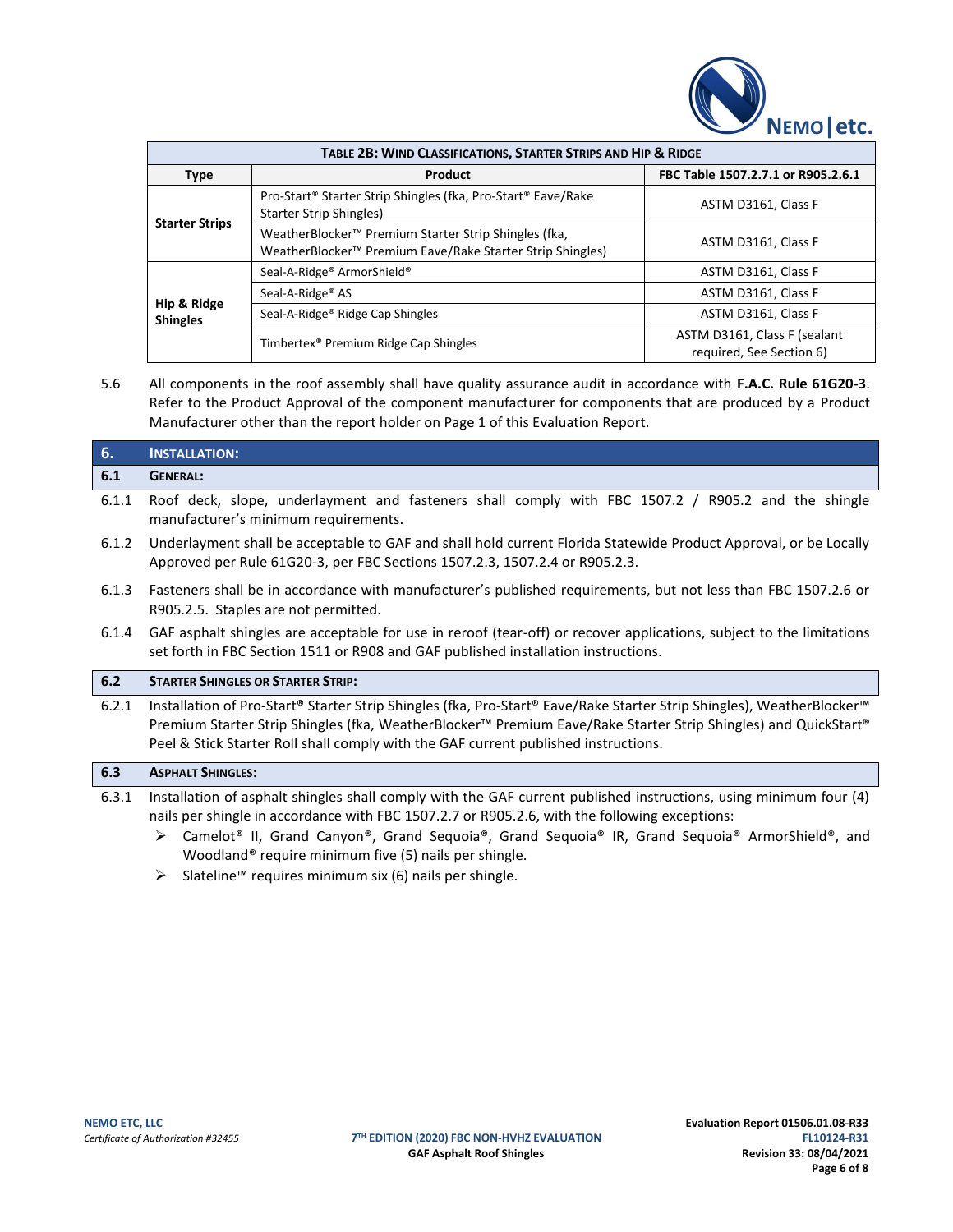| TABLE 2B: WIND CLASSIFICATIONS, STARTER STRIPS AND HIP & RIDGE | | |
|---|---|---|
| **Type** | **Product** | **FBC Table 1507.2.7.1 or R905.2.6.1** |
| **Starter Strips** | Pro-Start® Starter Strip Shingles (fka, Pro-Start® Eave/Rake Starter Strip Shingles) | ASTM D3161, Class F |
| | WeatherBlocker™ Premium Starter Strip Shingles (fka, WeatherBlocker™ Premium Eave/Rake Starter Strip Shingles) | ASTM D3161, Class F |
| **Hip & Ridge Shingles** | Seal-A-Ridge® ArmorShield® | ASTM D3161, Class F |
| | Seal-A-Ridge® AS | ASTM D3161, Class F |
| | Seal-A-Ridge® Ridge Cap Shingles | ASTM D3161, Class F |
| | Timbertex® Premium Ridge Cap Shingles | ASTM D3161, Class F (sealant required, See Section 6) |

5.6 All components in the roof assembly shall have quality assurance audit in accordance with **F.A.C. Rule 61G20-3**. Refer to the Product Approval of the component manufacturer for components that are produced by a Product Manufacturer other than the report holder on Page 1 of this Evaluation Report.

## 6. INSTALLATION:

### 6.1 GENERAL:

6.1.1 Roof deck, slope, underlayment and fasteners shall comply with FBC 1507.2 / R905.2 and the shingle manufacturer's minimum requirements.

6.1.2 Underlayment shall be acceptable to GAF and shall hold current Florida Statewide Product Approval, or be Locally Approved per Rule 61G20-3, per FBC Sections 1507.2.3, 1507.2.4 or R905.2.3.

6.1.3 Fasteners shall be in accordance with manufacturer's published requirements, but not less than FBC 1507.2.6 or R905.2.5. Staples are not permitted.

6.1.4 GAF asphalt shingles are acceptable for use in reroof (tear-off) or recover applications, subject to the limitations set forth in FBC Section 1511 or R908 and GAF published installation instructions.

### 6.2 STARTER SHINGLES OR STARTER STRIP:

6.2.1 Installation of Pro-Start® Starter Strip Shingles (fka, Pro-Start® Eave/Rake Starter Strip Shingles), WeatherBlocker™ Premium Starter Strip Shingles (fka, WeatherBlocker™ Premium Eave/Rake Starter Strip Shingles) and QuickStart® Peel & Stick Starter Roll shall comply with the GAF current published instructions.

### 6.3 ASPHALT SHINGLES:

6.3.1 Installation of asphalt shingles shall comply with the GAF current published instructions, using minimum four (4) nails per shingle in accordance with FBC 1507.2.7 or R905.2.6, with the following exceptions:

- Camelot® II, Grand Canyon®, Grand Sequoia®, Grand Sequoia® IR, Grand Sequoia® ArmorShield®, and Woodland® require minimum five (5) nails per shingle.
- Slateline™ requires minimum six (6) nails per shingle.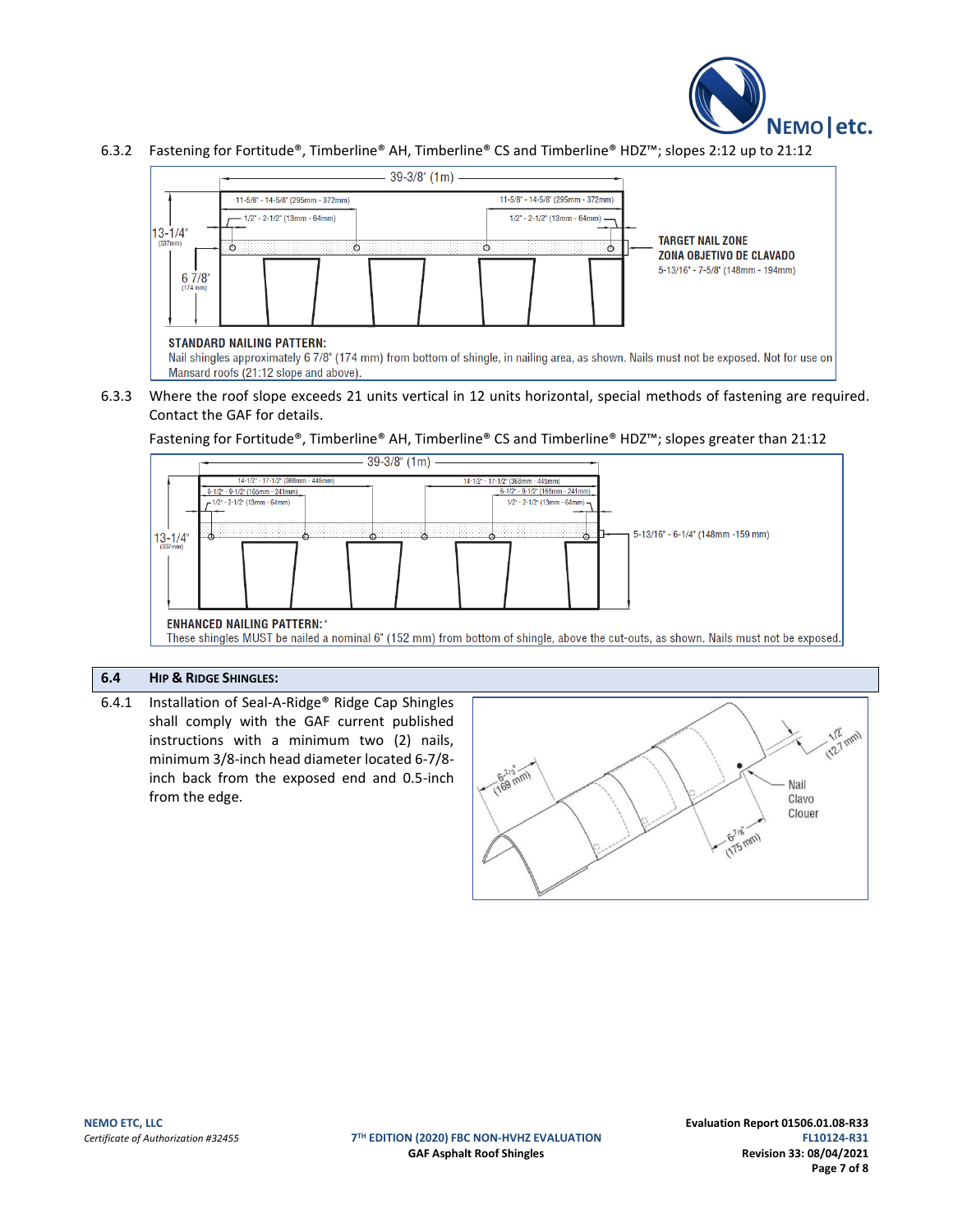6.3.2 Fastening for Fortitude®, Timberline® AH, Timberline® CS and Timberline® HDZ™; slopes 2:12 up to 21:12

39-3/8" (1m)

11-5/8" - 14-5/8" (295mm - 372mm)

1/2" - 2-1/2" (13mm - 64mm)

13-1/4" (337mm)

6 7/8" (174 mm)

TARGET NAIL ZONE
ZONA OBJETIVO DE CLAVADO
5-13/16" - 7-5/8" (148mm - 194mm)

**STANDARD NAILING PATTERN:**
Nail shingles approximately 6 7/8" (174 mm) from bottom of shingle, in nailing area, as shown. Nails must not be exposed. Not for use on Mansard roofs (21:12 slope and above).

6.3.3 Where the roof slope exceeds 21 units vertical in 12 units horizontal, special methods of fastening are required. Contact the GAF for details.

Fastening for Fortitude®, Timberline® AH, Timberline® CS and Timberline® HDZ™; slopes greater than 21:12

39-3/8" (1m)

14-1/2" - 17-1/2" (368mm - 445mm)

6-1/2" - 9-1/2" (165mm - 241mm)

1/2" - 2-1/2" (13mm - 64mm)

13-1/4" (337mm)

5-13/16" - 6-1/4" (148mm -159 mm)

**ENHANCED NAILING PATTERN:***
These shingles MUST be nailed a nominal 6" (152 mm) from bottom of shingle, above the cut-outs, as shown. Nails must not be exposed.

## 6.4 HIP & RIDGE SHINGLES:

6.4.1 Installation of Seal-A-Ridge® Ridge Cap Shingles shall comply with the GAF current published instructions with a minimum two (2) nails, minimum 3/8-inch head diameter located 6-7/8-inch back from the exposed end and 0.5-inch from the edge.

6-2/3" (169 mm)

1/2" (12.7 mm)

Nail
Clavo
Clouer

6-7/8" (175 mm)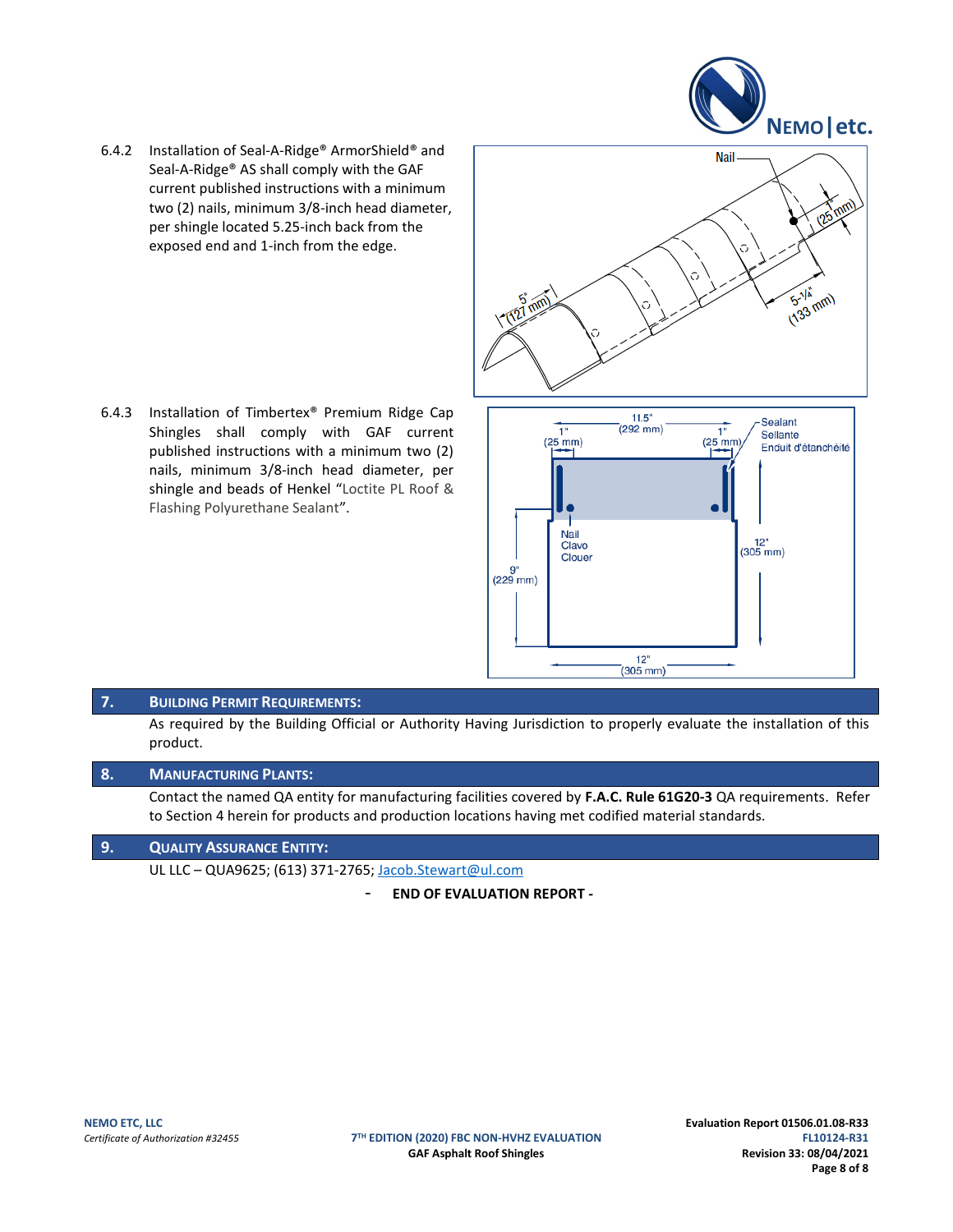6.4.2 Installation of Seal-A-Ridge® ArmorShield® and Seal-A-Ridge® AS shall comply with the GAF current published instructions with a minimum two (2) nails, minimum 3/8-inch head diameter, per shingle located 5.25-inch back from the exposed end and 1-inch from the edge.

Nail
1"
(25 mm)
5-1/4"
(133 mm)
5"
(127 mm)

6.4.3 Installation of Timbertex® Premium Ridge Cap Shingles shall comply with GAF current published instructions with a minimum two (2) nails, minimum 3/8-inch head diameter, per shingle and beads of Henkel "Loctite PL Roof & Flashing Polyurethane Sealant".

11.5"
(292 mm)
1"
(25 mm)
1"
(25 mm)
Sealant
Sellante
Enduit d'étanchéité
Nail
Clavo
Clouer
12"
(305 mm)
9"
(229 mm)
12"
(305 mm)

## 7. BUILDING PERMIT REQUIREMENTS:

As required by the Building Official or Authority Having Jurisdiction to properly evaluate the installation of this product.

## 8. MANUFACTURING PLANTS:

Contact the named QA entity for manufacturing facilities covered by **F.A.C. Rule 61G20-3** QA requirements. Refer to Section 4 herein for products and production locations having met codified material standards.

## 9. QUALITY ASSURANCE ENTITY:

UL LLC – QUA9625; (613) 371-2765; Jacob.Stewart@ul.com

**- END OF EVALUATION REPORT -**